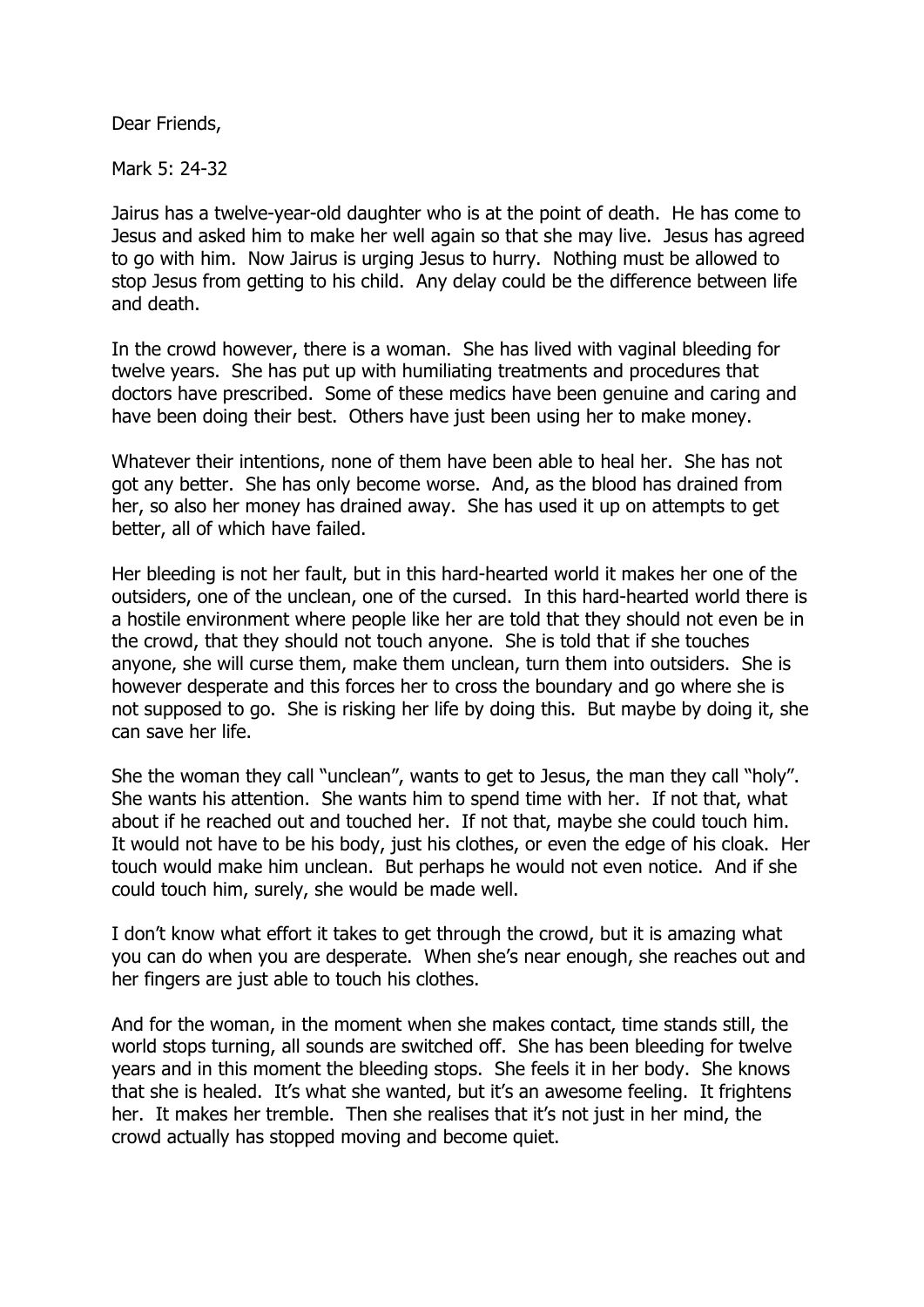Dear Friends,

Mark 5: 24-32

Jairus has a twelve-year-old daughter who is at the point of death. He has come to Jesus and asked him to make her well again so that she may live. Jesus has agreed to go with him. Now Jairus is urging Jesus to hurry. Nothing must be allowed to stop Jesus from getting to his child. Any delay could be the difference between life and death.

In the crowd however, there is a woman. She has lived with vaginal bleeding for twelve years. She has put up with humiliating treatments and procedures that doctors have prescribed. Some of these medics have been genuine and caring and have been doing their best. Others have just been using her to make money.

Whatever their intentions, none of them have been able to heal her. She has not got any better. She has only become worse. And, as the blood has drained from her, so also her money has drained away. She has used it up on attempts to get better, all of which have failed.

Her bleeding is not her fault, but in this hard-hearted world it makes her one of the outsiders, one of the unclean, one of the cursed. In this hard-hearted world there is a hostile environment where people like her are told that they should not even be in the crowd, that they should not touch anyone. She is told that if she touches anyone, she will curse them, make them unclean, turn them into outsiders. She is however desperate and this forces her to cross the boundary and go where she is not supposed to go. She is risking her life by doing this. But maybe by doing it, she can save her life.

She the woman they call "unclean", wants to get to Jesus, the man they call "holy". She wants his attention. She wants him to spend time with her. If not that, what about if he reached out and touched her. If not that, maybe she could touch him. It would not have to be his body, just his clothes, or even the edge of his cloak. Her touch would make him unclean. But perhaps he would not even notice. And if she could touch him, surely, she would be made well.

I don't know what effort it takes to get through the crowd, but it is amazing what you can do when you are desperate. When she's near enough, she reaches out and her fingers are just able to touch his clothes.

And for the woman, in the moment when she makes contact, time stands still, the world stops turning, all sounds are switched off. She has been bleeding for twelve years and in this moment the bleeding stops. She feels it in her body. She knows that she is healed. It's what she wanted, but it's an awesome feeling. It frightens her. It makes her tremble. Then she realises that it's not just in her mind, the crowd actually has stopped moving and become quiet.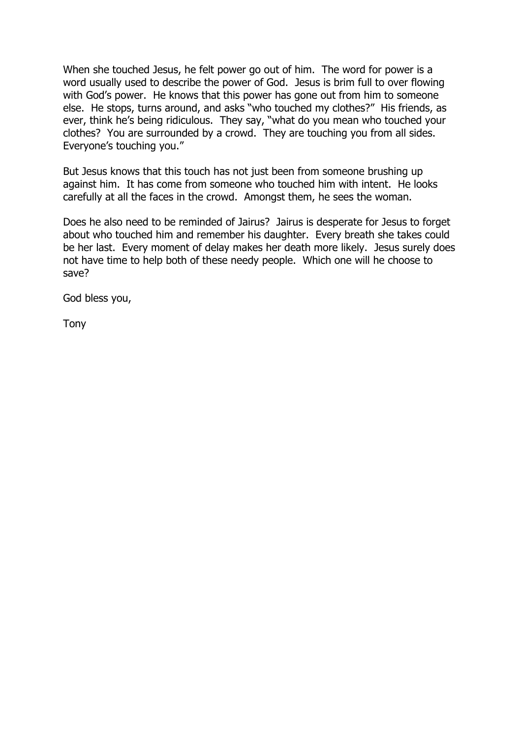When she touched Jesus, he felt power go out of him. The word for power is a word usually used to describe the power of God. Jesus is brim full to over flowing with God's power. He knows that this power has gone out from him to someone else. He stops, turns around, and asks "who touched my clothes?" His friends, as ever, think he's being ridiculous. They say, "what do you mean who touched your clothes? You are surrounded by a crowd. They are touching you from all sides. Everyone's touching you."

But Jesus knows that this touch has not just been from someone brushing up against him. It has come from someone who touched him with intent. He looks carefully at all the faces in the crowd. Amongst them, he sees the woman.

Does he also need to be reminded of Jairus? Jairus is desperate for Jesus to forget about who touched him and remember his daughter. Every breath she takes could be her last. Every moment of delay makes her death more likely. Jesus surely does not have time to help both of these needy people. Which one will he choose to save?

God bless you,

Tony